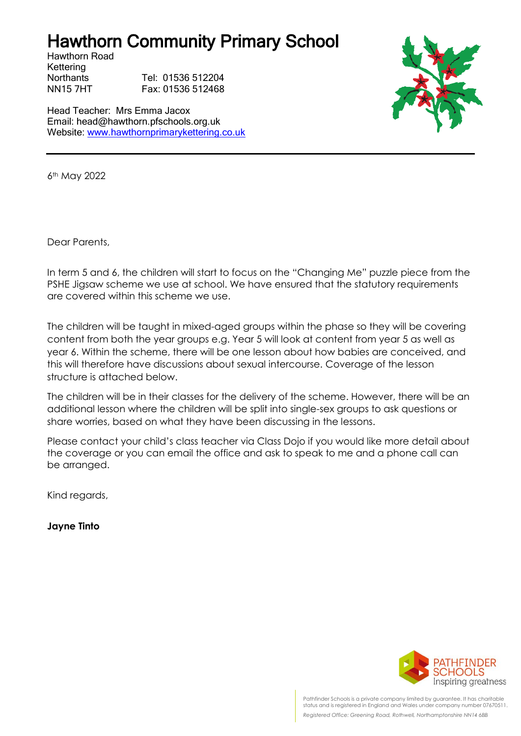# Hawthorn Community Primary School

Hawthorn Road
Kettering
Northants
NN15 7HT

Tel: 01536 512204
Fax: 01536 512468

Head Teacher: Mrs Emma Jacox
Email: head@hawthorn.pfschools.org.uk
Website: www.hawthornprimarykettering.co.uk

---

6th May 2022

Dear Parents,

In term 5 and 6, the children will start to focus on the "Changing Me" puzzle piece from the PSHE Jigsaw scheme we use at school. We have ensured that the statutory requirements are covered within this scheme we use.

The children will be taught in mixed-aged groups within the phase so they will be covering content from both the year groups e.g. Year 5 will look at content from year 5 as well as year 6. Within the scheme, there will be one lesson about how babies are conceived, and this will therefore have discussions about sexual intercourse. Coverage of the lesson structure is attached below.

The children will be in their classes for the delivery of the scheme. However, there will be an additional lesson where the children will be split into single-sex groups to ask questions or share worries, based on what they have been discussing in the lessons.

Please contact your child's class teacher via Class Dojo if you would like more detail about the coverage or you can email the office and ask to speak to me and a phone call can be arranged.

Kind regards,

**Jayne Tinto**

PATHFINDER SCHOOLS
Inspiring greatness

Pathfinder Schools is a private company limited by guarantee. It has charitable status and is registered in England and Wales under company number 07670511.

*Registered Office: Greening Road, Rothwell, Northamptonshire NN14 6BB*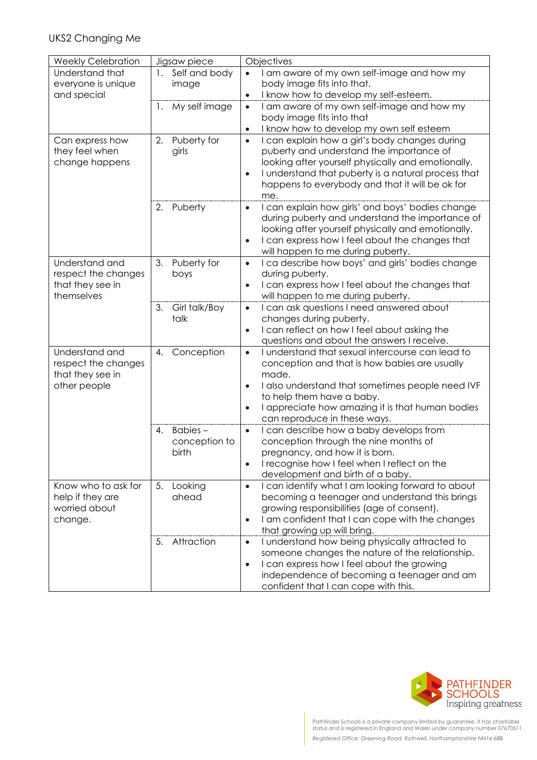UKS2 Changing Me

| Weekly Celebration | Jigsaw piece | Objectives |
|---|---|---|
| Understand that everyone is unique and special | 1. Self and body image | • I am aware of my own self-image and how my body image fits into that.<br>• I know how to develop my self-esteem. |
| | 1. My self image | • I am aware of my own self-image and how my body image fits into that<br>• I know how to develop my own self esteem |
| Can express how they feel when change happens | 2. Puberty for girls | • I can explain how a girl's body changes during puberty and understand the importance of looking after yourself physically and emotionally.<br>• I understand that puberty is a natural process that happens to everybody and that it will be ok for me. |
| | 2. Puberty | • I can explain how girls' and boys' bodies change during puberty and understand the importance of looking after yourself physically and emotionally.<br>• I can express how I feel about the changes that will happen to me during puberty. |
| Understand and respect the changes that they see in themselves | 3. Puberty for boys | • I ca describe how boys' and girls' bodies change during puberty.<br>• I can express how I feel about the changes that will happen to me during puberty. |
| | 3. Girl talk/Boy talk | • I can ask questions I need answered about changes during puberty.<br>• I can reflect on how I feel about asking the questions and about the answers I receive. |
| Understand and respect the changes that they see in other people | 4. Conception | • I understand that sexual intercourse can lead to conception and that is how babies are usually made.<br>• I also understand that sometimes people need IVF to help them have a baby.<br>• I appreciate how amazing it is that human bodies can reproduce in these ways. |
| | 4. Babies – conception to birth | • I can describe how a baby develops from conception through the nine months of pregnancy, and how it is born.<br>• I recognise how I feel when I reflect on the development and birth of a baby. |
| Know who to ask for help if they are worried about change. | 5. Looking ahead | • I can identify what I am looking forward to about becoming a teenager and understand this brings growing responsibilities (age of consent).<br>• I am confident that I can cope with the changes that growing up will bring. |
| | 5. Attraction | • I understand how being physically attracted to someone changes the nature of the relationship.<br>• I can express how I feel about the growing independence of becoming a teenager and am confident that I can cope with this. |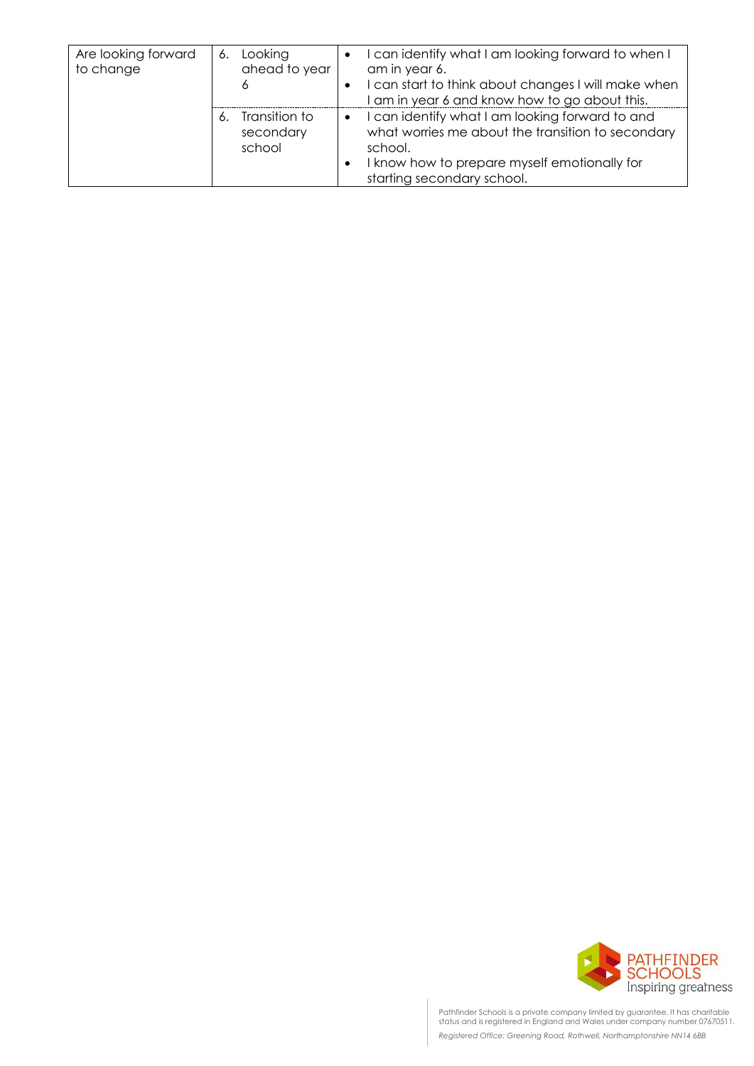| | | |
|---|---|---|
| Are looking forward to change | 6. Looking ahead to year 6 | • I can identify what I am looking forward to when I am in year 6.<br>• I can start to think about changes I will make when I am in year 6 and know how to go about this. |
| | 6. Transition to secondary school | • I can identify what I am looking forward to and what worries me about the transition to secondary school.<br>• I know how to prepare myself emotionally for starting secondary school. |

PATHFINDER SCHOOLS
Inspiring greatness

Pathfinder Schools is a private company limited by guarantee. It has charitable status and is registered in England and Wales under company number 07670511.

*Registered Office: Greening Road, Rothwell, Northamptonshire NN14 6BB*